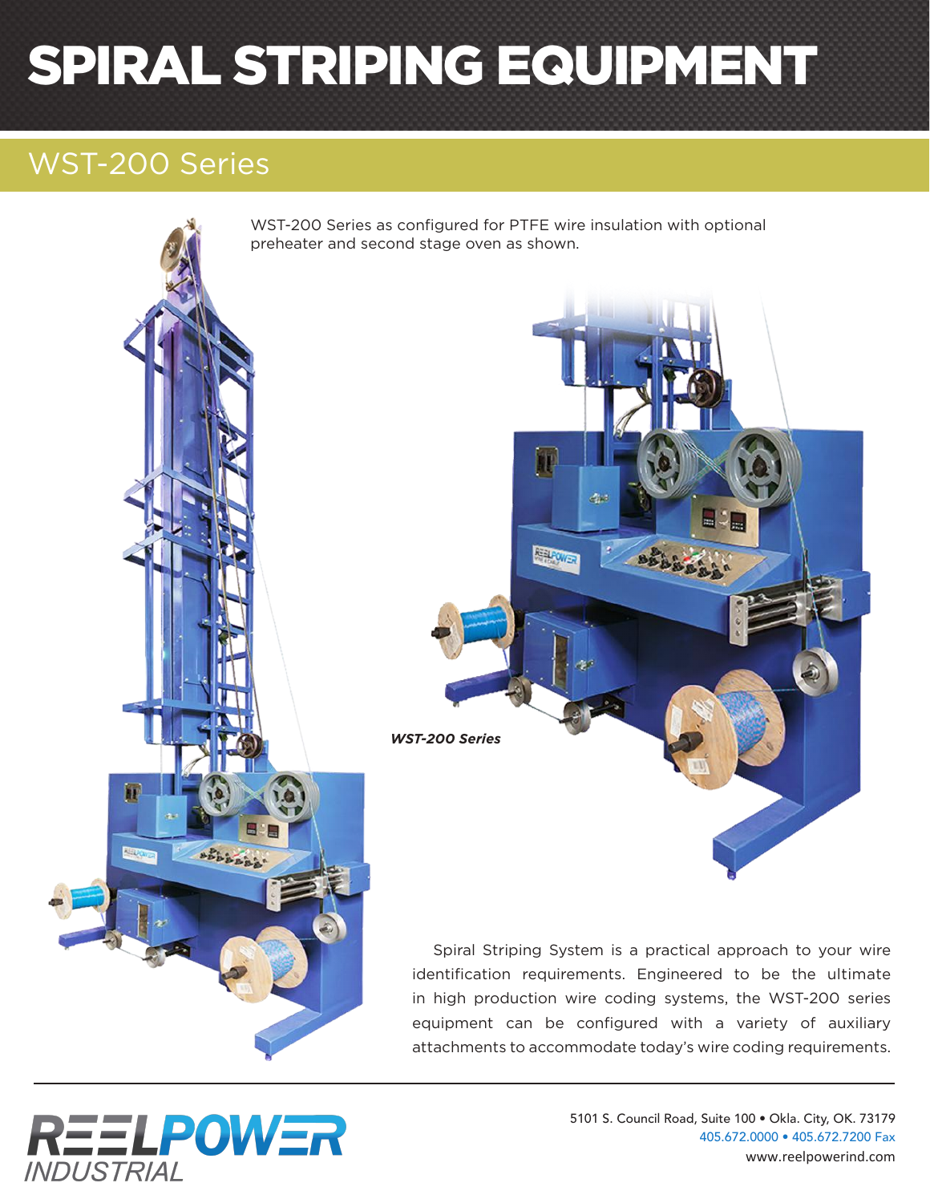# SPIRAL STRIPING EQUIPMENT

## WST-200 Series

WST-200 Series as configured for PTFE wire insulation with optional preheater and second stage oven as shown.

***WST-200 Series***

Spiral Striping System is a practical approach to your wire identification requirements. Engineered to be the ultimate in high production wire coding systems, the WST-200 series equipment can be configured with a variety of auxiliary attachments to accommodate today's wire coding requirements.

REELPOWER INDUSTRIAL

5101 S. Council Road, Suite 100 • Okla. City, OK. 73179
405.672.0000 • 405.672.7200 Fax
www.reelpowerind.com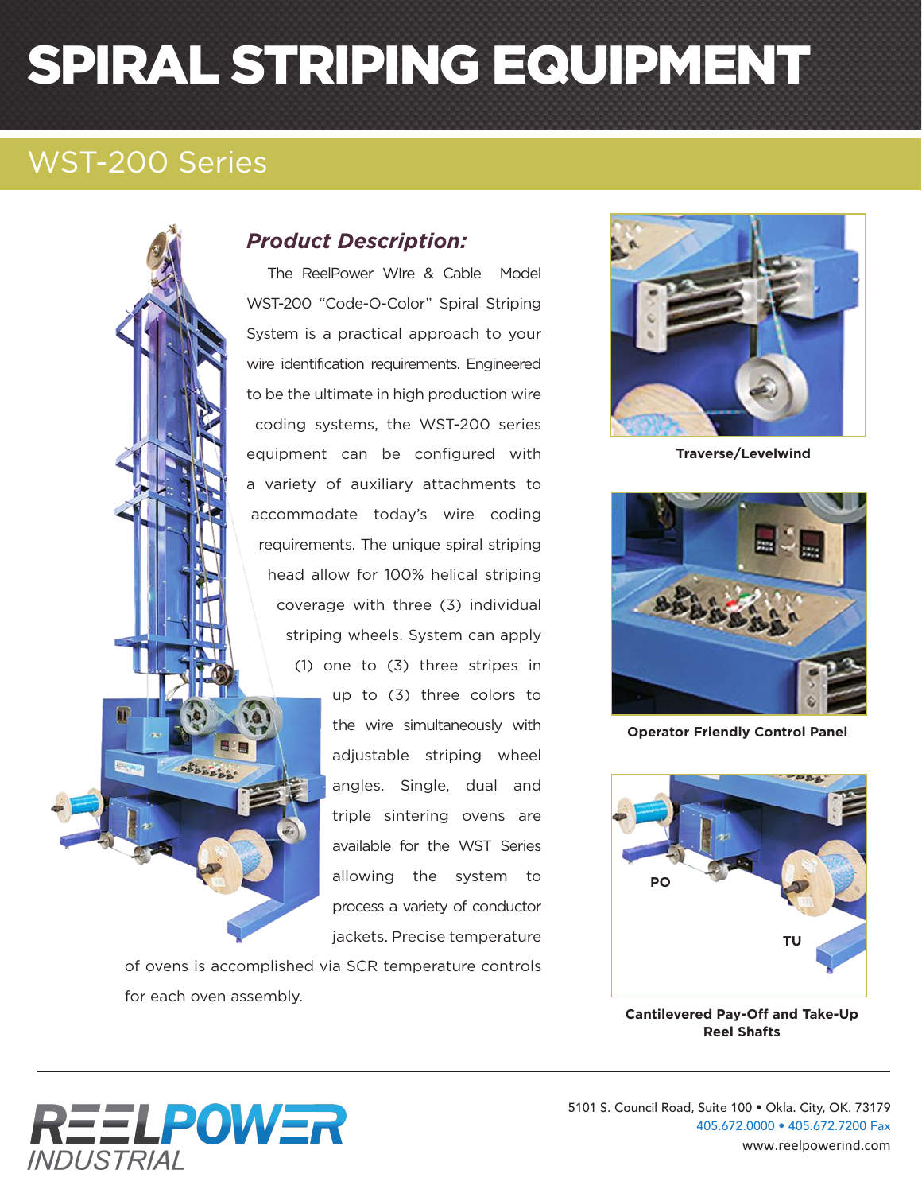# SPIRAL STRIPING EQUIPMENT

## WST-200 Series

### *Product Description:*

The ReelPower WIre & Cable Model WST-200 "Code-O-Color" Spiral Striping System is a practical approach to your wire identification requirements. Engineered to be the ultimate in high production wire coding systems, the WST-200 series equipment can be configured with a variety of auxiliary attachments to accommodate today's wire coding requirements. The unique spiral striping head allow for 100% helical striping coverage with three (3) individual striping wheels. System can apply (1) one to (3) three stripes in up to (3) three colors to the wire simultaneously with adjustable striping wheel angles. Single, dual and triple sintering ovens are available for the WST Series allowing the system to process a variety of conductor jackets. Precise temperature of ovens is accomplished via SCR temperature controls for each oven assembly.

**Traverse/Levelwind**

**Operator Friendly Control Panel**

PO

TU

**Cantilevered Pay-Off and Take-Up Reel Shafts**

REELPOWER INDUSTRIAL

5101 S. Council Road, Suite 100 • Okla. City, OK. 73179
405.672.0000 • 405.672.7200 Fax
www.reelpowerind.com